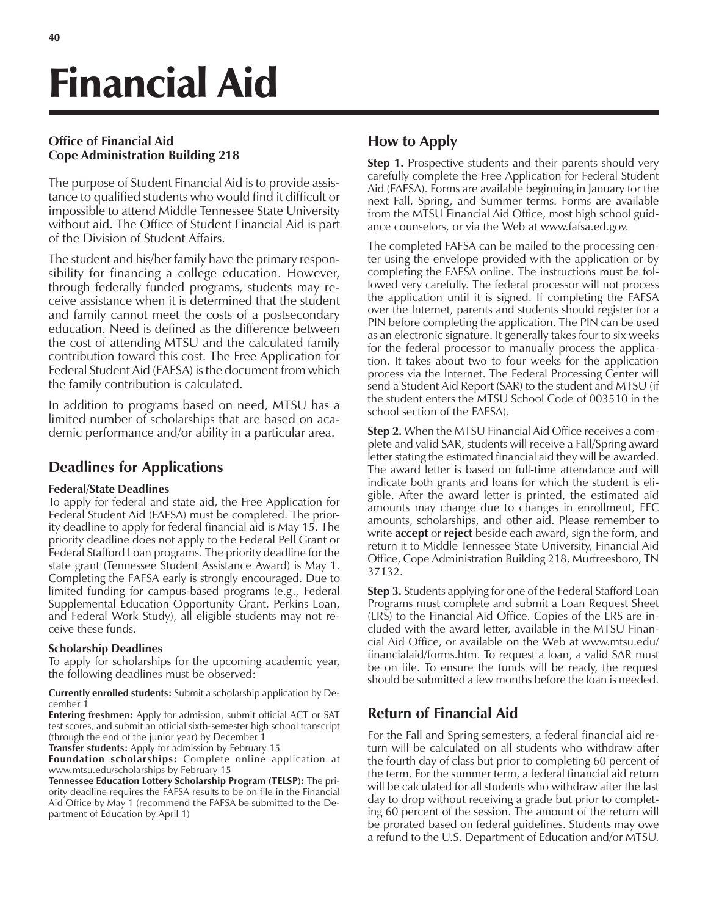# Financial Aid

**Office of Financial Aid**
**Cope Administration Building 218**

The purpose of Student Financial Aid is to provide assistance to qualified students who would find it difficult or impossible to attend Middle Tennessee State University without aid. The Office of Student Financial Aid is part of the Division of Student Affairs.

The student and his/her family have the primary responsibility for financing a college education. However, through federally funded programs, students may receive assistance when it is determined that the student and family cannot meet the costs of a postsecondary education. Need is defined as the difference between the cost of attending MTSU and the calculated family contribution toward this cost. The Free Application for Federal Student Aid (FAFSA) is the document from which the family contribution is calculated.

In addition to programs based on need, MTSU has a limited number of scholarships that are based on academic performance and/or ability in a particular area.

## Deadlines for Applications

### Federal/State Deadlines

To apply for federal and state aid, the Free Application for Federal Student Aid (FAFSA) must be completed. The priority deadline to apply for federal financial aid is May 15. The priority deadline does not apply to the Federal Pell Grant or Federal Stafford Loan programs. The priority deadline for the state grant (Tennessee Student Assistance Award) is May 1. Completing the FAFSA early is strongly encouraged. Due to limited funding for campus-based programs (e.g., Federal Supplemental Education Opportunity Grant, Perkins Loan, and Federal Work Study), all eligible students may not receive these funds.

### Scholarship Deadlines

To apply for scholarships for the upcoming academic year, the following deadlines must be observed:

**Currently enrolled students:** Submit a scholarship application by December 1

**Entering freshmen:** Apply for admission, submit official ACT or SAT test scores, and submit an official sixth-semester high school transcript (through the end of the junior year) by December 1

**Transfer students:** Apply for admission by February 15

**Foundation scholarships:** Complete online application at www.mtsu.edu/scholarships by February 15

**Tennessee Education Lottery Scholarship Program (TELSP):** The priority deadline requires the FAFSA results to be on file in the Financial Aid Office by May 1 (recommend the FAFSA be submitted to the Department of Education by April 1)

## How to Apply

**Step 1.** Prospective students and their parents should very carefully complete the Free Application for Federal Student Aid (FAFSA). Forms are available beginning in January for the next Fall, Spring, and Summer terms. Forms are available from the MTSU Financial Aid Office, most high school guidance counselors, or via the Web at www.fafsa.ed.gov.

The completed FAFSA can be mailed to the processing center using the envelope provided with the application or by completing the FAFSA online. The instructions must be followed very carefully. The federal processor will not process the application until it is signed. If completing the FAFSA over the Internet, parents and students should register for a PIN before completing the application. The PIN can be used as an electronic signature. It generally takes four to six weeks for the federal processor to manually process the application. It takes about two to four weeks for the application process via the Internet. The Federal Processing Center will send a Student Aid Report (SAR) to the student and MTSU (if the student enters the MTSU School Code of 003510 in the school section of the FAFSA).

**Step 2.** When the MTSU Financial Aid Office receives a complete and valid SAR, students will receive a Fall/Spring award letter stating the estimated financial aid they will be awarded. The award letter is based on full-time attendance and will indicate both grants and loans for which the student is eligible. After the award letter is printed, the estimated aid amounts may change due to changes in enrollment, EFC amounts, scholarships, and other aid. Please remember to write **accept** or **reject** beside each award, sign the form, and return it to Middle Tennessee State University, Financial Aid Office, Cope Administration Building 218, Murfreesboro, TN 37132.

**Step 3.** Students applying for one of the Federal Stafford Loan Programs must complete and submit a Loan Request Sheet (LRS) to the Financial Aid Office. Copies of the LRS are included with the award letter, available in the MTSU Financial Aid Office, or available on the Web at www.mtsu.edu/financialaid/forms.htm. To request a loan, a valid SAR must be on file. To ensure the funds will be ready, the request should be submitted a few months before the loan is needed.

## Return of Financial Aid

For the Fall and Spring semesters, a federal financial aid return will be calculated on all students who withdraw after the fourth day of class but prior to completing 60 percent of the term. For the summer term, a federal financial aid return will be calculated for all students who withdraw after the last day to drop without receiving a grade but prior to completing 60 percent of the session. The amount of the return will be prorated based on federal guidelines. Students may owe a refund to the U.S. Department of Education and/or MTSU.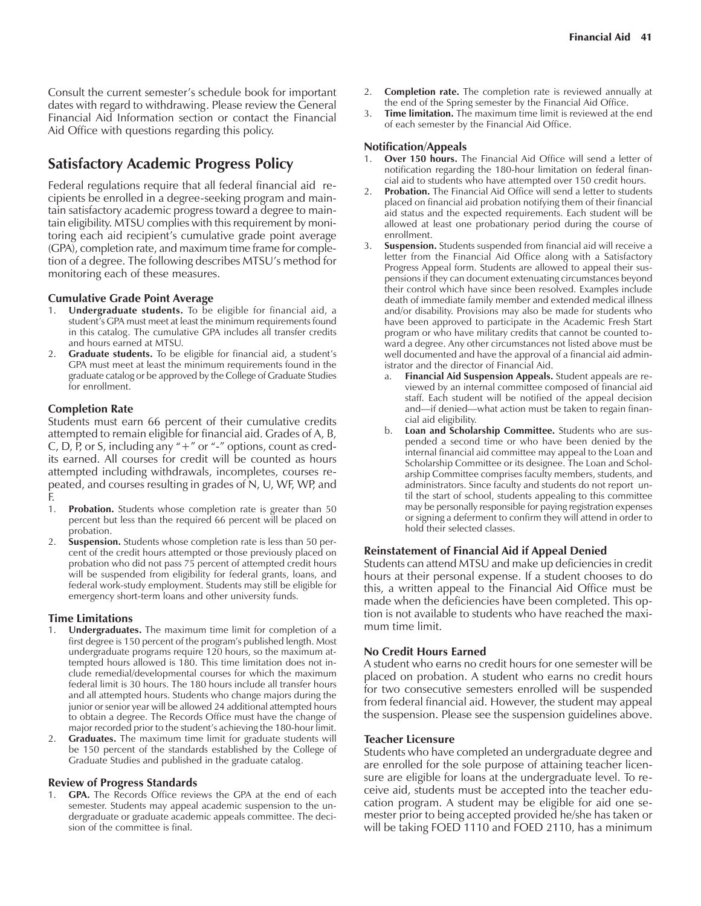Consult the current semester's schedule book for important dates with regard to withdrawing. Please review the General Financial Aid Information section or contact the Financial Aid Office with questions regarding this policy.

## Satisfactory Academic Progress Policy

Federal regulations require that all federal financial aid recipients be enrolled in a degree-seeking program and maintain satisfactory academic progress toward a degree to maintain eligibility. MTSU complies with this requirement by monitoring each aid recipient's cumulative grade point average (GPA), completion rate, and maximum time frame for completion of a degree. The following describes MTSU's method for monitoring each of these measures.

### Cumulative Grade Point Average

1. **Undergraduate students.** To be eligible for financial aid, a student's GPA must meet at least the minimum requirements found in this catalog. The cumulative GPA includes all transfer credits and hours earned at MTSU.
2. **Graduate students.** To be eligible for financial aid, a student's GPA must meet at least the minimum requirements found in the graduate catalog or be approved by the College of Graduate Studies for enrollment.

### Completion Rate

Students must earn 66 percent of their cumulative credits attempted to remain eligible for financial aid. Grades of A, B, C, D, P, or S, including any "+" or "-" options, count as credits earned. All courses for credit will be counted as hours attempted including withdrawals, incompletes, courses repeated, and courses resulting in grades of N, U, WF, WP, and F.

1. **Probation.** Students whose completion rate is greater than 50 percent but less than the required 66 percent will be placed on probation.
2. **Suspension.** Students whose completion rate is less than 50 percent of the credit hours attempted or those previously placed on probation who did not pass 75 percent of attempted credit hours will be suspended from eligibility for federal grants, loans, and federal work-study employment. Students may still be eligible for emergency short-term loans and other university funds.

### Time Limitations

1. **Undergraduates.** The maximum time limit for completion of a first degree is 150 percent of the program's published length. Most undergraduate programs require 120 hours, so the maximum attempted hours allowed is 180. This time limitation does not include remedial/developmental courses for which the maximum federal limit is 30 hours. The 180 hours include all transfer hours and all attempted hours. Students who change majors during the junior or senior year will be allowed 24 additional attempted hours to obtain a degree. The Records Office must have the change of major recorded prior to the student's achieving the 180-hour limit.
2. **Graduates.** The maximum time limit for graduate students will be 150 percent of the standards established by the College of Graduate Studies and published in the graduate catalog.

### Review of Progress Standards

1. **GPA.** The Records Office reviews the GPA at the end of each semester. Students may appeal academic suspension to the undergraduate or graduate academic appeals committee. The decision of the committee is final.
2. **Completion rate.** The completion rate is reviewed annually at the end of the Spring semester by the Financial Aid Office.
3. **Time limitation.** The maximum time limit is reviewed at the end of each semester by the Financial Aid Office.

### Notification/Appeals

1. **Over 150 hours.** The Financial Aid Office will send a letter of notification regarding the 180-hour limitation on federal financial aid to students who have attempted over 150 credit hours.
2. **Probation.** The Financial Aid Office will send a letter to students placed on financial aid probation notifying them of their financial aid status and the expected requirements. Each student will be allowed at least one probationary period during the course of enrollment.
3. **Suspension.** Students suspended from financial aid will receive a letter from the Financial Aid Office along with a Satisfactory Progress Appeal form. Students are allowed to appeal their suspensions if they can document extenuating circumstances beyond their control which have since been resolved. Examples include death of immediate family member and extended medical illness and/or disability. Provisions may also be made for students who have been approved to participate in the Academic Fresh Start program or who have military credits that cannot be counted toward a degree. Any other circumstances not listed above must be well documented and have the approval of a financial aid administrator and the director of Financial Aid.
   a. **Financial Aid Suspension Appeals.** Student appeals are reviewed by an internal committee composed of financial aid staff. Each student will be notified of the appeal decision and—if denied—what action must be taken to regain financial aid eligibility.
   b. **Loan and Scholarship Committee.** Students who are suspended a second time or who have been denied by the internal financial aid committee may appeal to the Loan and Scholarship Committee or its designee. The Loan and Scholarship Committee comprises faculty members, students, and administrators. Since faculty and students do not report until the start of school, students appealing to this committee may be personally responsible for paying registration expenses or signing a deferment to confirm they will attend in order to hold their selected classes.

### Reinstatement of Financial Aid if Appeal Denied

Students can attend MTSU and make up deficiencies in credit hours at their personal expense. If a student chooses to do this, a written appeal to the Financial Aid Office must be made when the deficiencies have been completed. This option is not available to students who have reached the maximum time limit.

### No Credit Hours Earned

A student who earns no credit hours for one semester will be placed on probation. A student who earns no credit hours for two consecutive semesters enrolled will be suspended from federal financial aid. However, the student may appeal the suspension. Please see the suspension guidelines above.

### Teacher Licensure

Students who have completed an undergraduate degree and are enrolled for the sole purpose of attaining teacher licensure are eligible for loans at the undergraduate level. To receive aid, students must be accepted into the teacher education program. A student may be eligible for aid one semester prior to being accepted provided he/she has taken or will be taking FOED 1110 and FOED 2110, has a minimum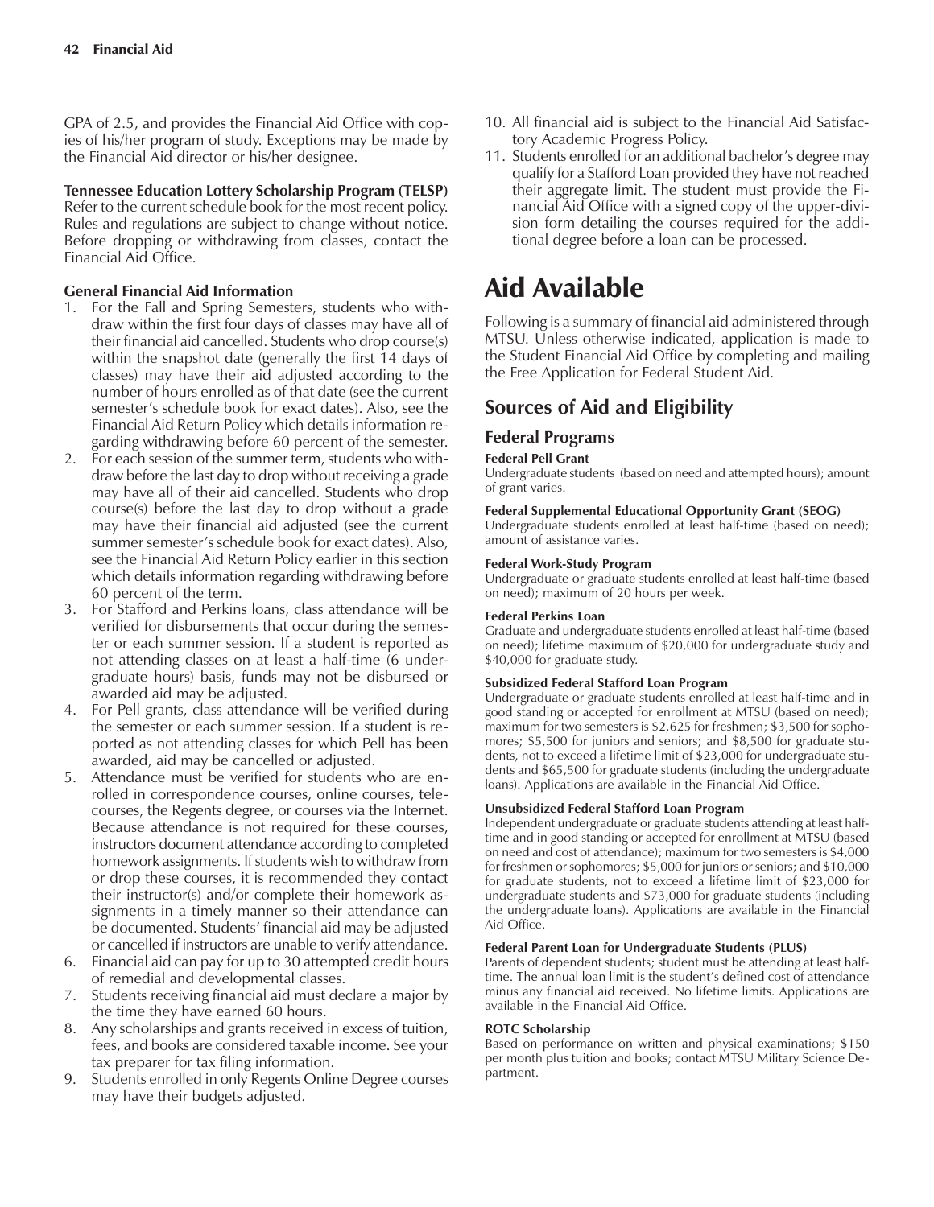GPA of 2.5, and provides the Financial Aid Office with copies of his/her program of study. Exceptions may be made by the Financial Aid director or his/her designee.

**Tennessee Education Lottery Scholarship Program (TELSP)**
Refer to the current schedule book for the most recent policy. Rules and regulations are subject to change without notice. Before dropping or withdrawing from classes, contact the Financial Aid Office.

**General Financial Aid Information**

1. For the Fall and Spring Semesters, students who withdraw within the first four days of classes may have all of their financial aid cancelled. Students who drop course(s) within the snapshot date (generally the first 14 days of classes) may have their aid adjusted according to the number of hours enrolled as of that date (see the current semester's schedule book for exact dates). Also, see the Financial Aid Return Policy which details information regarding withdrawing before 60 percent of the semester.
2. For each session of the summer term, students who withdraw before the last day to drop without receiving a grade may have all of their aid cancelled. Students who drop course(s) before the last day to drop without a grade may have their financial aid adjusted (see the current summer semester's schedule book for exact dates). Also, see the Financial Aid Return Policy earlier in this section which details information regarding withdrawing before 60 percent of the term.
3. For Stafford and Perkins loans, class attendance will be verified for disbursements that occur during the semester or each summer session. If a student is reported as not attending classes on at least a half-time (6 undergraduate hours) basis, funds may not be disbursed or awarded aid may be adjusted.
4. For Pell grants, class attendance will be verified during the semester or each summer session. If a student is reported as not attending classes for which Pell has been awarded, aid may be cancelled or adjusted.
5. Attendance must be verified for students who are enrolled in correspondence courses, online courses, telecourses, the Regents degree, or courses via the Internet. Because attendance is not required for these courses, instructors document attendance according to completed homework assignments. If students wish to withdraw from or drop these courses, it is recommended they contact their instructor(s) and/or complete their homework assignments in a timely manner so their attendance can be documented. Students' financial aid may be adjusted or cancelled if instructors are unable to verify attendance.
6. Financial aid can pay for up to 30 attempted credit hours of remedial and developmental classes.
7. Students receiving financial aid must declare a major by the time they have earned 60 hours.
8. Any scholarships and grants received in excess of tuition, fees, and books are considered taxable income. See your tax preparer for tax filing information.
9. Students enrolled in only Regents Online Degree courses may have their budgets adjusted.
10. All financial aid is subject to the Financial Aid Satisfactory Academic Progress Policy.
11. Students enrolled for an additional bachelor's degree may qualify for a Stafford Loan provided they have not reached their aggregate limit. The student must provide the Financial Aid Office with a signed copy of the upper-division form detailing the courses required for the additional degree before a loan can be processed.

# Aid Available

Following is a summary of financial aid administered through MTSU. Unless otherwise indicated, application is made to the Student Financial Aid Office by completing and mailing the Free Application for Federal Student Aid.

## Sources of Aid and Eligibility

### Federal Programs

**Federal Pell Grant**
Undergraduate students (based on need and attempted hours); amount of grant varies.

**Federal Supplemental Educational Opportunity Grant (SEOG)**
Undergraduate students enrolled at least half-time (based on need); amount of assistance varies.

**Federal Work-Study Program**
Undergraduate or graduate students enrolled at least half-time (based on need); maximum of 20 hours per week.

**Federal Perkins Loan**
Graduate and undergraduate students enrolled at least half-time (based on need); lifetime maximum of $20,000 for undergraduate study and $40,000 for graduate study.

**Subsidized Federal Stafford Loan Program**
Undergraduate or graduate students enrolled at least half-time and in good standing or accepted for enrollment at MTSU (based on need); maximum for two semesters is $2,625 for freshmen; $3,500 for sophomores; $5,500 for juniors and seniors; and $8,500 for graduate students, not to exceed a lifetime limit of $23,000 for undergraduate students and $65,500 for graduate students (including the undergraduate loans). Applications are available in the Financial Aid Office.

**Unsubsidized Federal Stafford Loan Program**
Independent undergraduate or graduate students attending at least half-time and in good standing or accepted for enrollment at MTSU (based on need and cost of attendance); maximum for two semesters is $4,000 for freshmen or sophomores; $5,000 for juniors or seniors; and $10,000 for graduate students, not to exceed a lifetime limit of $23,000 for undergraduate students and $73,000 for graduate students (including the undergraduate loans). Applications are available in the Financial Aid Office.

**Federal Parent Loan for Undergraduate Students (PLUS)**
Parents of dependent students; student must be attending at least half-time. The annual loan limit is the student's defined cost of attendance minus any financial aid received. No lifetime limits. Applications are available in the Financial Aid Office.

**ROTC Scholarship**
Based on performance on written and physical examinations; $150 per month plus tuition and books; contact MTSU Military Science Department.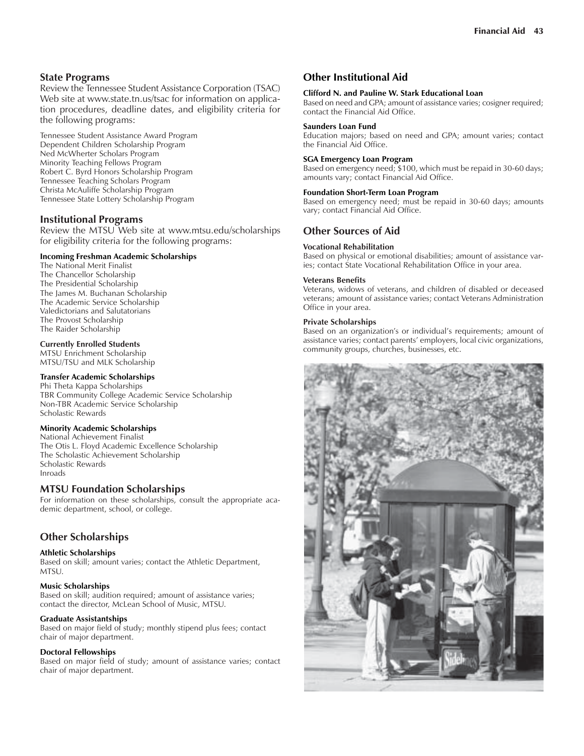## State Programs

Review the Tennessee Student Assistance Corporation (TSAC) Web site at www.state.tn.us/tsac for information on application procedures, deadline dates, and eligibility criteria for the following programs:

Tennessee Student Assistance Award Program
Dependent Children Scholarship Program
Ned McWherter Scholars Program
Minority Teaching Fellows Program
Robert C. Byrd Honors Scholarship Program
Tennessee Teaching Scholars Program
Christa McAuliffe Scholarship Program
Tennessee State Lottery Scholarship Program

## Institutional Programs

Review the MTSU Web site at www.mtsu.edu/scholarships for eligibility criteria for the following programs:

**Incoming Freshman Academic Scholarships**
The National Merit Finalist
The Chancellor Scholarship
The Presidential Scholarship
The James M. Buchanan Scholarship
The Academic Service Scholarship
Valedictorians and Salutatorians
The Provost Scholarship
The Raider Scholarship

**Currently Enrolled Students**
MTSU Enrichment Scholarship
MTSU/TSU and MLK Scholarship

**Transfer Academic Scholarships**
Phi Theta Kappa Scholarships
TBR Community College Academic Service Scholarship
Non-TBR Academic Service Scholarship
Scholastic Rewards

**Minority Academic Scholarships**
National Achievement Finalist
The Otis L. Floyd Academic Excellence Scholarship
The Scholastic Achievement Scholarship
Scholastic Rewards
Inroads

## MTSU Foundation Scholarships

For information on these scholarships, consult the appropriate academic department, school, or college.

## Other Scholarships

**Athletic Scholarships**
Based on skill; amount varies; contact the Athletic Department, MTSU.

**Music Scholarships**
Based on skill; audition required; amount of assistance varies; contact the director, McLean School of Music, MTSU.

**Graduate Assistantships**
Based on major field of study; monthly stipend plus fees; contact chair of major department.

**Doctoral Fellowships**
Based on major field of study; amount of assistance varies; contact chair of major department.

## Other Institutional Aid

**Clifford N. and Pauline W. Stark Educational Loan**
Based on need and GPA; amount of assistance varies; cosigner required; contact the Financial Aid Office.

**Saunders Loan Fund**
Education majors; based on need and GPA; amount varies; contact the Financial Aid Office.

**SGA Emergency Loan Program**
Based on emergency need; $100, which must be repaid in 30-60 days; amounts vary; contact Financial Aid Office.

**Foundation Short-Term Loan Program**
Based on emergency need; must be repaid in 30-60 days; amounts vary; contact Financial Aid Office.

## Other Sources of Aid

**Vocational Rehabilitation**
Based on physical or emotional disabilities; amount of assistance varies; contact State Vocational Rehabilitation Office in your area.

**Veterans Benefits**
Veterans, widows of veterans, and children of disabled or deceased veterans; amount of assistance varies; contact Veterans Administration Office in your area.

**Private Scholarships**
Based on an organization's or individual's requirements; amount of assistance varies; contact parents' employers, local civic organizations, community groups, churches, businesses, etc.